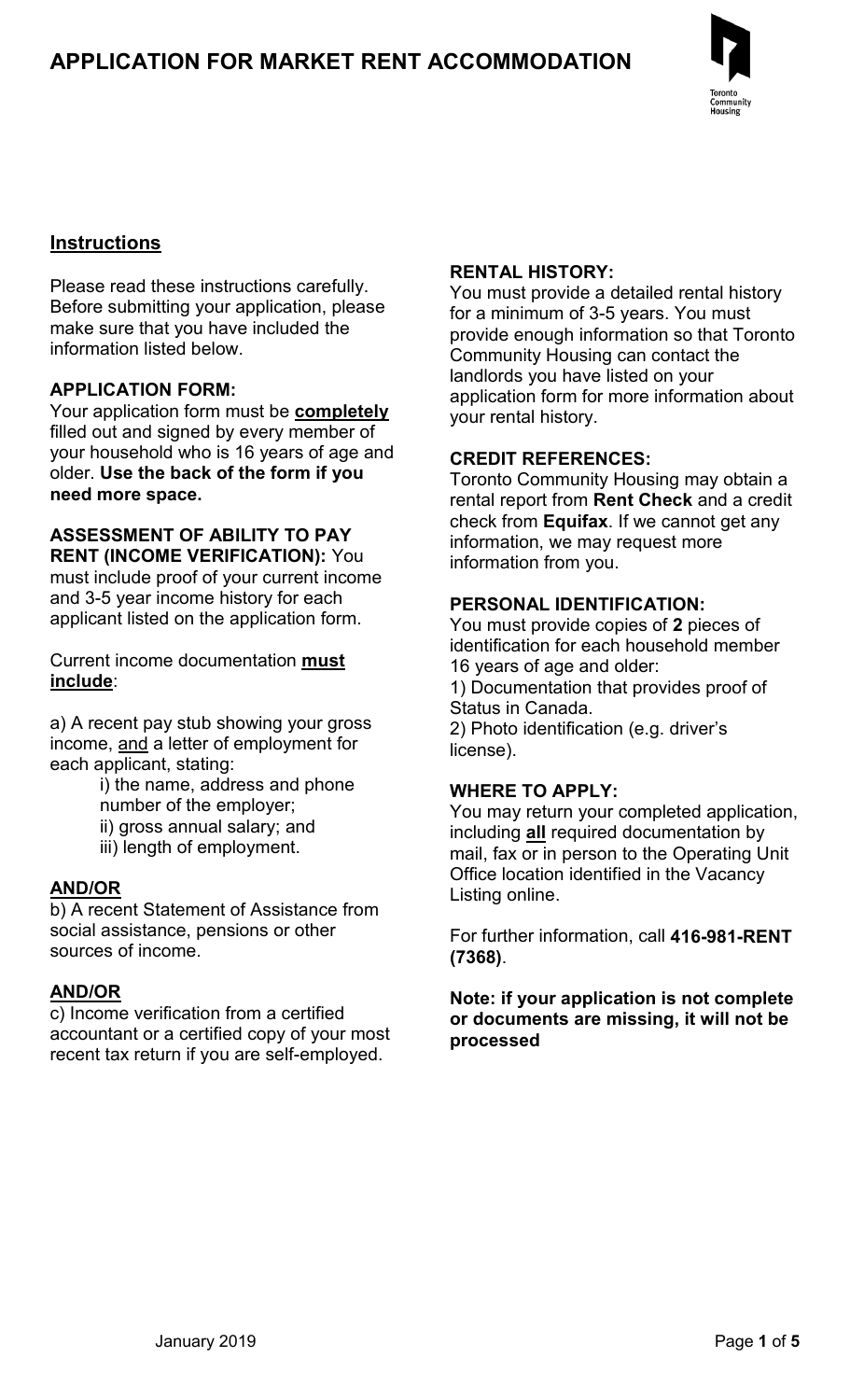# APPLICATION FOR MARKET RENT ACCOMMODATION

## Instructions

Please read these instructions carefully. Before submitting your application, please make sure that you have included the information listed below.

**APPLICATION FORM:**
Your application form must be **completely** filled out and signed by every member of your household who is 16 years of age and older. **Use the back of the form if you need more space.**

**ASSESSMENT OF ABILITY TO PAY RENT (INCOME VERIFICATION):** You must include proof of your current income and 3-5 year income history for each applicant listed on the application form.

Current income documentation **must include**:

a) A recent pay stub showing your gross income, and a letter of employment for each applicant, stating:

- i) the name, address and phone number of the employer;
- ii) gross annual salary; and
- iii) length of employment.

**AND/OR**

b) A recent Statement of Assistance from social assistance, pensions or other sources of income.

**AND/OR**

c) Income verification from a certified accountant or a certified copy of your most recent tax return if you are self-employed.

**RENTAL HISTORY:**
You must provide a detailed rental history for a minimum of 3-5 years. You must provide enough information so that Toronto Community Housing can contact the landlords you have listed on your application form for more information about your rental history.

**CREDIT REFERENCES:**
Toronto Community Housing may obtain a rental report from **Rent Check** and a credit check from **Equifax**. If we cannot get any information, we may request more information from you.

**PERSONAL IDENTIFICATION:**
You must provide copies of **2** pieces of identification for each household member 16 years of age and older:
1) Documentation that provides proof of Status in Canada.
2) Photo identification (e.g. driver's license).

**WHERE TO APPLY:**
You may return your completed application, including **all** required documentation by mail, fax or in person to the Operating Unit Office location identified in the Vacancy Listing online.

For further information, call **416-981-RENT (7368)**.

**Note: if your application is not complete or documents are missing, it will not be processed**

January 2019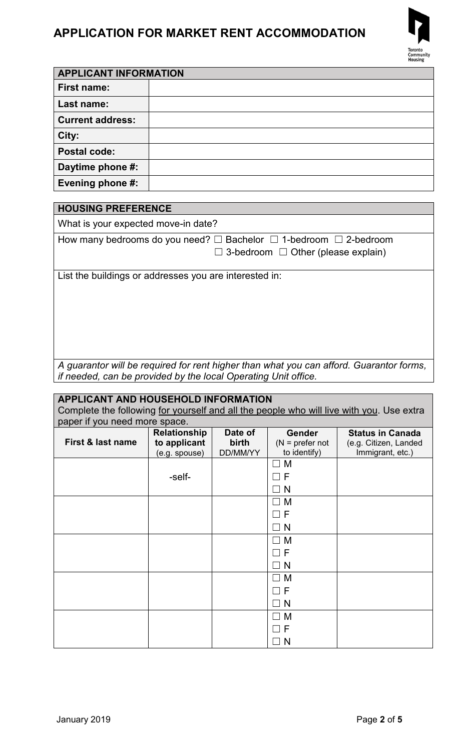# APPLICATION FOR MARKET RENT ACCOMMODATION

| APPLICANT INFORMATION | |
|---|---|
| **First name:** | |
| **Last name:** | |
| **Current address:** | |
| **City:** | |
| **Postal code:** | |
| **Daytime phone #:** | |
| **Evening phone #:** | |

**HOUSING PREFERENCE**

What is your expected move-in date?

How many bedrooms do you need? ☐ Bachelor ☐ 1-bedroom ☐ 2-bedroom ☐ 3-bedroom ☐ Other (please explain)

List the buildings or addresses you are interested in:

*A guarantor will be required for rent higher than what you can afford. Guarantor forms, if needed, can be provided by the local Operating Unit office.*

**APPLICANT AND HOUSEHOLD INFORMATION**

Complete the following for yourself and all the people who will live with you. Use extra paper if you need more space.

| First & last name | Relationship to applicant (e.g. spouse) | Date of birth DD/MM/YY | Gender (N = prefer not to identify) | Status in Canada (e.g. Citizen, Landed Immigrant, etc.) |
|---|---|---|---|---|
| | -self- | | ☐ M ☐ F ☐ N | |
| | | | ☐ M ☐ F ☐ N | |
| | | | ☐ M ☐ F ☐ N | |
| | | | ☐ M ☐ F ☐ N | |
| | | | ☐ M ☐ F ☐ N | |

January 2019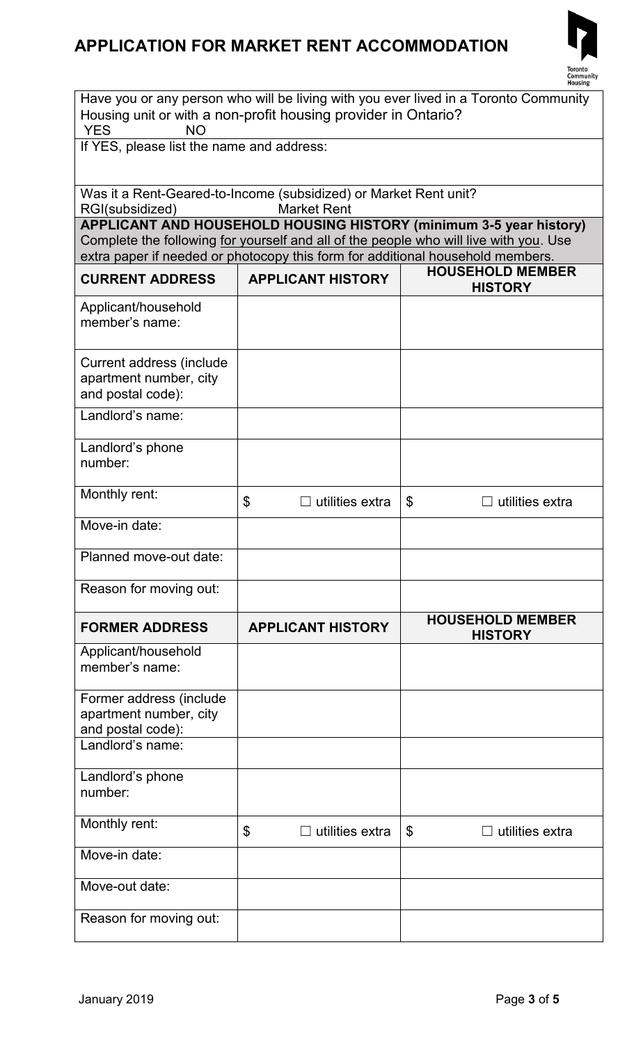# APPLICATION FOR MARKET RENT ACCOMMODATION

Have you or any person who will be living with you ever lived in a Toronto Community Housing unit or with a non-profit housing provider in Ontario?
YES NO

If YES, please list the name and address:

Was it a Rent-Geared-to-Income (subsidized) or Market Rent unit?
RGI(subsidized) Market Rent

**APPLICANT AND HOUSEHOLD HOUSING HISTORY (minimum 3-5 year history)**
Complete the following for yourself and all of the people who will live with you. Use extra paper if needed or photocopy this form for additional household members.

| CURRENT ADDRESS | APPLICANT HISTORY | HOUSEHOLD MEMBER HISTORY |
|---|---|---|
| Applicant/household member's name: | | |
| Current address (include apartment number, city and postal code): | | |
| Landlord's name: | | |
| Landlord's phone number: | | |
| Monthly rent: | $ ☐ utilities extra | $ ☐ utilities extra |
| Move-in date: | | |
| Planned move-out date: | | |
| Reason for moving out: | | |

| FORMER ADDRESS | APPLICANT HISTORY | HOUSEHOLD MEMBER HISTORY |
|---|---|---|
| Applicant/household member's name: | | |
| Former address (include apartment number, city and postal code): | | |
| Landlord's name: | | |
| Landlord's phone number: | | |
| Monthly rent: | $ ☐ utilities extra | $ ☐ utilities extra |
| Move-in date: | | |
| Move-out date: | | |
| Reason for moving out: | | |

January 2019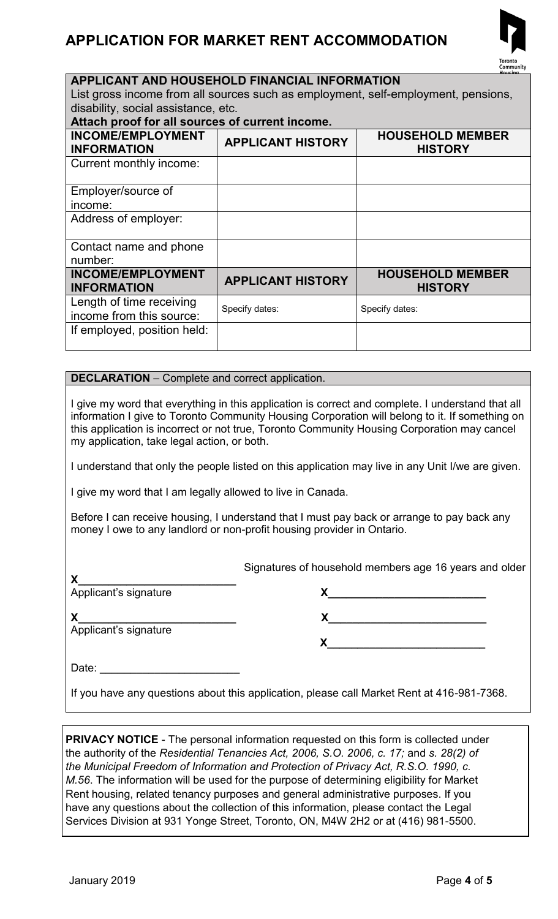# APPLICATION FOR MARKET RENT ACCOMMODATION

**APPLICANT AND HOUSEHOLD FINANCIAL INFORMATION**

List gross income from all sources such as employment, self-employment, pensions, disability, social assistance, etc.

**Attach proof for all sources of current income.**

| INCOME/EMPLOYMENT INFORMATION | APPLICANT HISTORY | HOUSEHOLD MEMBER HISTORY |
|---|---|---|
| Current monthly income: | | |
| Employer/source of income: | | |
| Address of employer: | | |
| Contact name and phone number: | | |
| **INCOME/EMPLOYMENT INFORMATION** | **APPLICANT HISTORY** | **HOUSEHOLD MEMBER HISTORY** |
| Length of time receiving income from this source: | Specify dates: | Specify dates: |
| If employed, position held: | | |

**DECLARATION** – Complete and correct application.

I give my word that everything in this application is correct and complete. I understand that all information I give to Toronto Community Housing Corporation will belong to it. If something on this application is incorrect or not true, Toronto Community Housing Corporation may cancel my application, take legal action, or both.

I understand that only the people listed on this application may live in any Unit I/we are given.

I give my word that I am legally allowed to live in Canada.

Before I can receive housing, I understand that I must pay back or arrange to pay back any money I owe to any landlord or non-profit housing provider in Ontario.

Signatures of household members age 16 years and older

X_________________________
Applicant's signature

X_________________________
Applicant's signature

X_________________________

X_________________________

X_________________________

Date: _______________________

If you have any questions about this application, please call Market Rent at 416-981-7368.

**PRIVACY NOTICE** - The personal information requested on this form is collected under the authority of the *Residential Tenancies Act, 2006, S.O. 2006, c. 17;* and *s. 28(2) of the Municipal Freedom of Information and Protection of Privacy Act, R.S.O. 1990, c. M.56*. The information will be used for the purpose of determining eligibility for Market Rent housing, related tenancy purposes and general administrative purposes. If you have any questions about the collection of this information, please contact the Legal Services Division at 931 Yonge Street, Toronto, ON, M4W 2H2 or at (416) 981-5500.

January 2019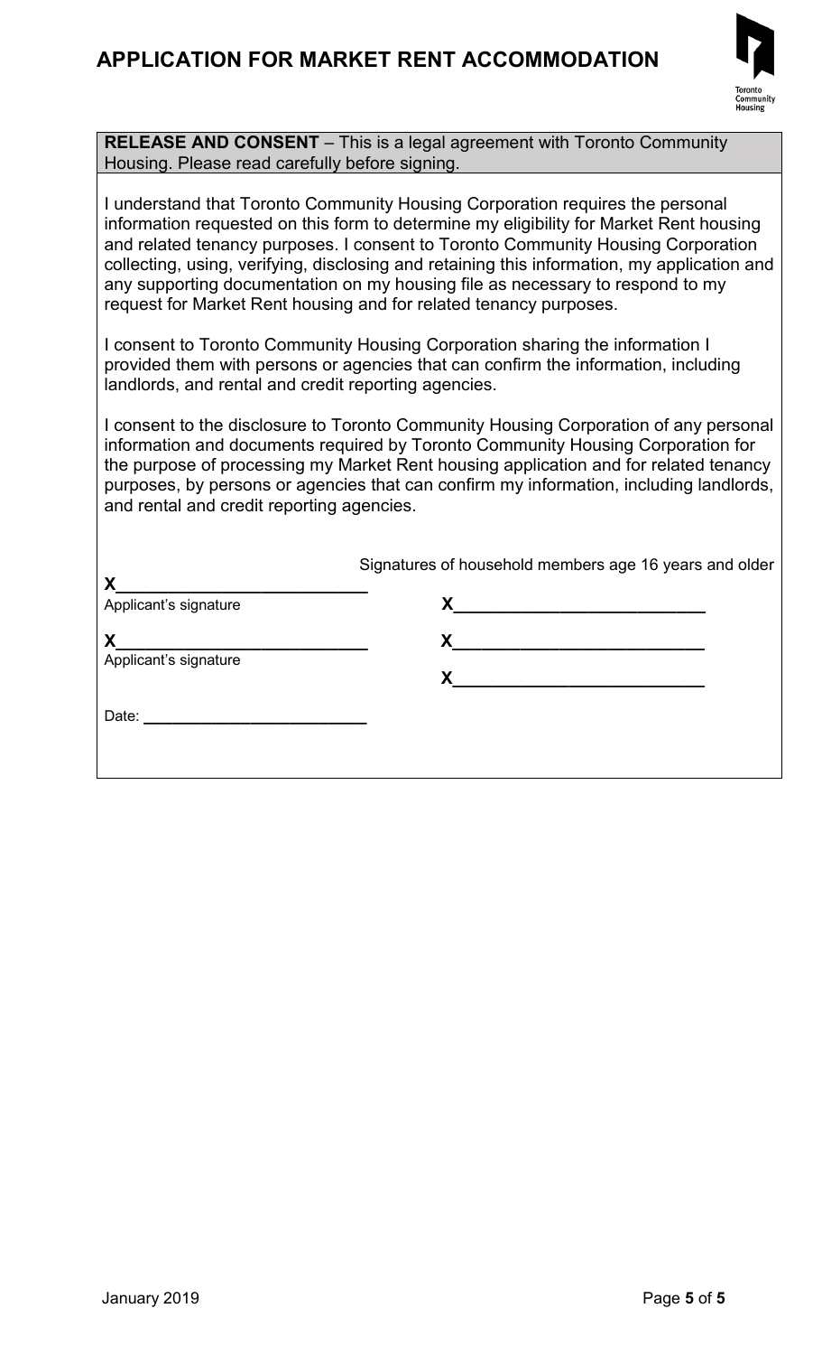# APPLICATION FOR MARKET RENT ACCOMMODATION

**RELEASE AND CONSENT** – This is a legal agreement with Toronto Community Housing. Please read carefully before signing.

I understand that Toronto Community Housing Corporation requires the personal information requested on this form to determine my eligibility for Market Rent housing and related tenancy purposes. I consent to Toronto Community Housing Corporation collecting, using, verifying, disclosing and retaining this information, my application and any supporting documentation on my housing file as necessary to respond to my request for Market Rent housing and for related tenancy purposes.

I consent to Toronto Community Housing Corporation sharing the information I provided them with persons or agencies that can confirm the information, including landlords, and rental and credit reporting agencies.

I consent to the disclosure to Toronto Community Housing Corporation of any personal information and documents required by Toronto Community Housing Corporation for the purpose of processing my Market Rent housing application and for related tenancy purposes, by persons or agencies that can confirm my information, including landlords, and rental and credit reporting agencies.

Signatures of household members age 16 years and older

**X**___________________________
Applicant's signature

**X**___________________________
Applicant's signature

Date: ___________________________

**X**___________________________

**X**___________________________

**X**___________________________